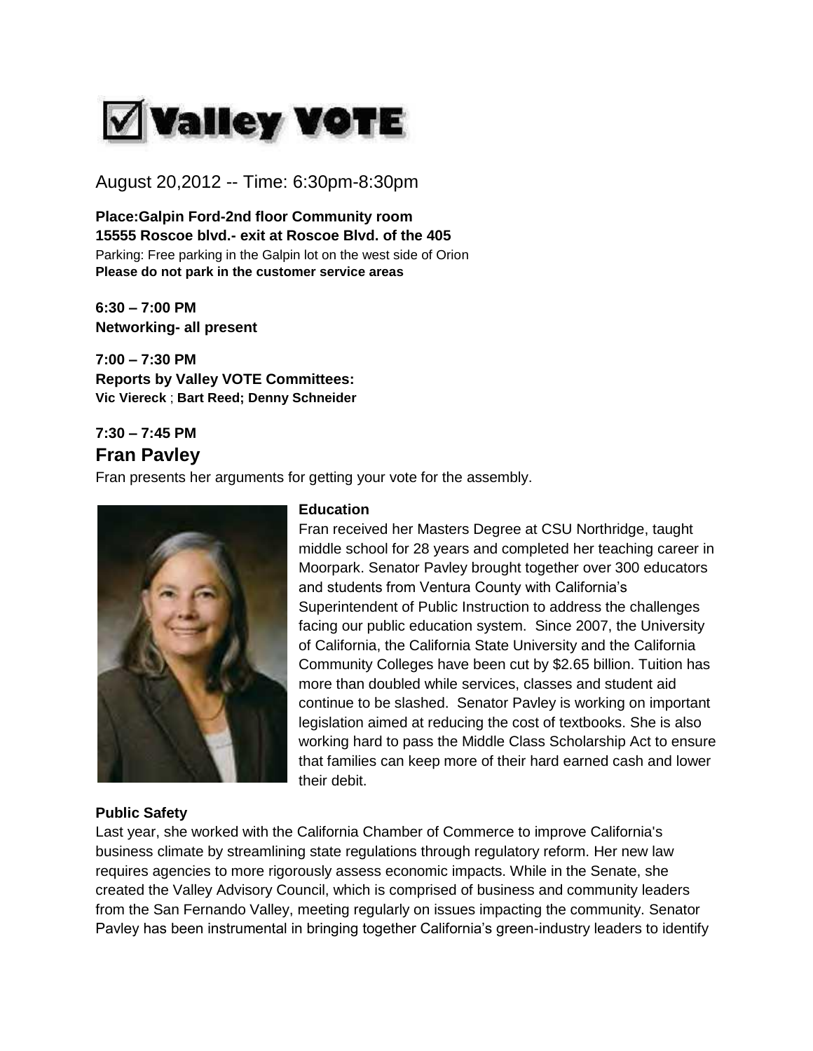# ☑ Valley VOTE

August 20,2012 -- Time: 6:30pm-8:30pm

**Place:Galpin Ford-2nd floor Community room**
**15555 Roscoe blvd.- exit at Roscoe Blvd. of the 405**
Parking: Free parking in the Galpin lot on the west side of Orion
**Please do not park in the customer service areas**

**6:30 – 7:00 PM**
**Networking- all present**

**7:00 – 7:30 PM**
**Reports by Valley VOTE Committees:**
**Vic Viereck** ; **Bart Reed; Denny Schneider**

**7:30 – 7:45 PM**

## Fran Pavley

Fran presents her arguments for getting your vote for the assembly.

**Education**

Fran received her Masters Degree at CSU Northridge, taught middle school for 28 years and completed her teaching career in Moorpark. Senator Pavley brought together over 300 educators and students from Ventura County with California's Superintendent of Public Instruction to address the challenges facing our public education system. Since 2007, the University of California, the California State University and the California Community Colleges have been cut by $2.65 billion. Tuition has more than doubled while services, classes and student aid continue to be slashed. Senator Pavley is working on important legislation aimed at reducing the cost of textbooks. She is also working hard to pass the Middle Class Scholarship Act to ensure that families can keep more of their hard earned cash and lower their debit.

**Public Safety**

Last year, she worked with the California Chamber of Commerce to improve California's business climate by streamlining state regulations through regulatory reform. Her new law requires agencies to more rigorously assess economic impacts. While in the Senate, she created the Valley Advisory Council, which is comprised of business and community leaders from the San Fernando Valley, meeting regularly on issues impacting the community. Senator Pavley has been instrumental in bringing together California's green-industry leaders to identify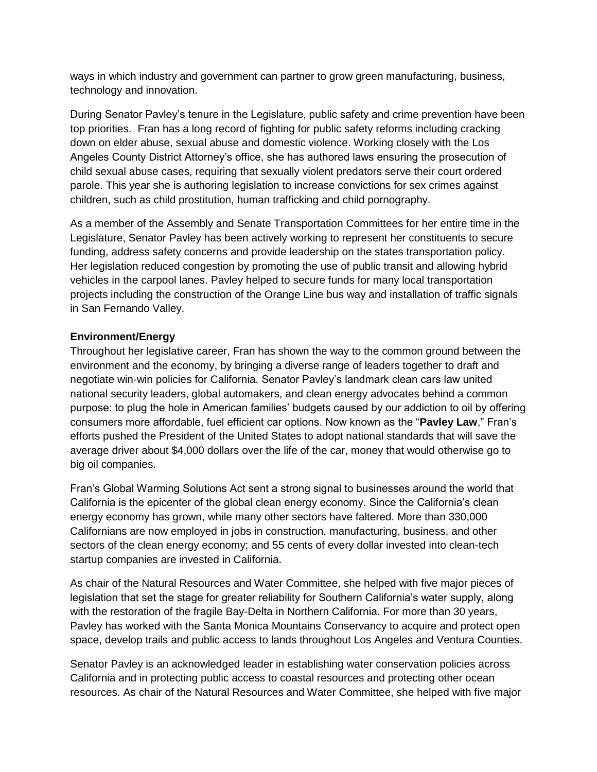ways in which industry and government can partner to grow green manufacturing, business, technology and innovation.

During Senator Pavley's tenure in the Legislature, public safety and crime prevention have been top priorities. Fran has a long record of fighting for public safety reforms including cracking down on elder abuse, sexual abuse and domestic violence. Working closely with the Los Angeles County District Attorney's office, she has authored laws ensuring the prosecution of child sexual abuse cases, requiring that sexually violent predators serve their court ordered parole. This year she is authoring legislation to increase convictions for sex crimes against children, such as child prostitution, human trafficking and child pornography.

As a member of the Assembly and Senate Transportation Committees for her entire time in the Legislature, Senator Pavley has been actively working to represent her constituents to secure funding, address safety concerns and provide leadership on the states transportation policy. Her legislation reduced congestion by promoting the use of public transit and allowing hybrid vehicles in the carpool lanes. Pavley helped to secure funds for many local transportation projects including the construction of the Orange Line bus way and installation of traffic signals in San Fernando Valley.

**Environment/Energy**

Throughout her legislative career, Fran has shown the way to the common ground between the environment and the economy, by bringing a diverse range of leaders together to draft and negotiate win-win policies for California. Senator Pavley's landmark clean cars law united national security leaders, global automakers, and clean energy advocates behind a common purpose: to plug the hole in American families' budgets caused by our addiction to oil by offering consumers more affordable, fuel efficient car options. Now known as the "**Pavley Law**," Fran's efforts pushed the President of the United States to adopt national standards that will save the average driver about $4,000 dollars over the life of the car, money that would otherwise go to big oil companies.

Fran's Global Warming Solutions Act sent a strong signal to businesses around the world that California is the epicenter of the global clean energy economy. Since the California's clean energy economy has grown, while many other sectors have faltered. More than 330,000 Californians are now employed in jobs in construction, manufacturing, business, and other sectors of the clean energy economy; and 55 cents of every dollar invested into clean-tech startup companies are invested in California.

As chair of the Natural Resources and Water Committee, she helped with five major pieces of legislation that set the stage for greater reliability for Southern California's water supply, along with the restoration of the fragile Bay-Delta in Northern California. For more than 30 years, Pavley has worked with the Santa Monica Mountains Conservancy to acquire and protect open space, develop trails and public access to lands throughout Los Angeles and Ventura Counties.

Senator Pavley is an acknowledged leader in establishing water conservation policies across California and in protecting public access to coastal resources and protecting other ocean resources. As chair of the Natural Resources and Water Committee, she helped with five major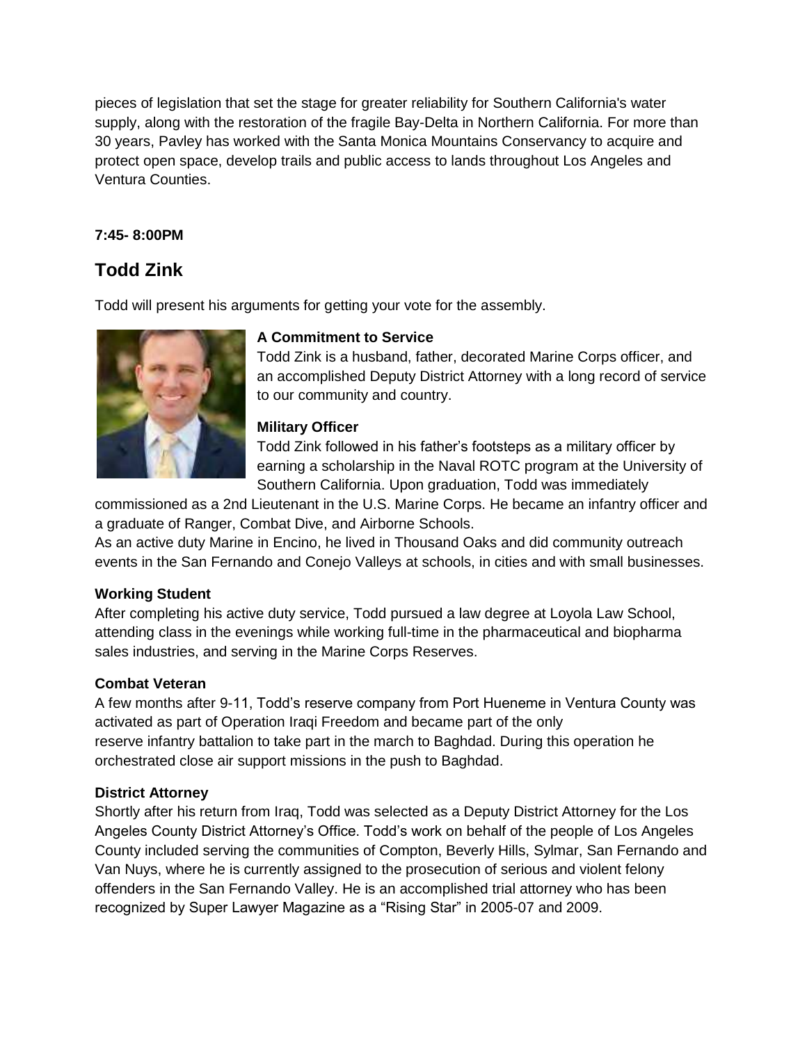pieces of legislation that set the stage for greater reliability for Southern California's water supply, along with the restoration of the fragile Bay-Delta in Northern California. For more than 30 years, Pavley has worked with the Santa Monica Mountains Conservancy to acquire and protect open space, develop trails and public access to lands throughout Los Angeles and Ventura Counties.

**7:45- 8:00PM**

## Todd Zink

Todd will present his arguments for getting your vote for the assembly.

**A Commitment to Service**

Todd Zink is a husband, father, decorated Marine Corps officer, and an accomplished Deputy District Attorney with a long record of service to our community and country.

**Military Officer**

Todd Zink followed in his father's footsteps as a military officer by earning a scholarship in the Naval ROTC program at the University of Southern California. Upon graduation, Todd was immediately commissioned as a 2nd Lieutenant in the U.S. Marine Corps. He became an infantry officer and a graduate of Ranger, Combat Dive, and Airborne Schools.

As an active duty Marine in Encino, he lived in Thousand Oaks and did community outreach events in the San Fernando and Conejo Valleys at schools, in cities and with small businesses.

**Working Student**

After completing his active duty service, Todd pursued a law degree at Loyola Law School, attending class in the evenings while working full-time in the pharmaceutical and biopharma sales industries, and serving in the Marine Corps Reserves.

**Combat Veteran**

A few months after 9-11, Todd's reserve company from Port Hueneme in Ventura County was activated as part of Operation Iraqi Freedom and became part of the only reserve infantry battalion to take part in the march to Baghdad. During this operation he orchestrated close air support missions in the push to Baghdad.

**District Attorney**

Shortly after his return from Iraq, Todd was selected as a Deputy District Attorney for the Los Angeles County District Attorney's Office. Todd's work on behalf of the people of Los Angeles County included serving the communities of Compton, Beverly Hills, Sylmar, San Fernando and Van Nuys, where he is currently assigned to the prosecution of serious and violent felony offenders in the San Fernando Valley. He is an accomplished trial attorney who has been recognized by Super Lawyer Magazine as a "Rising Star" in 2005-07 and 2009.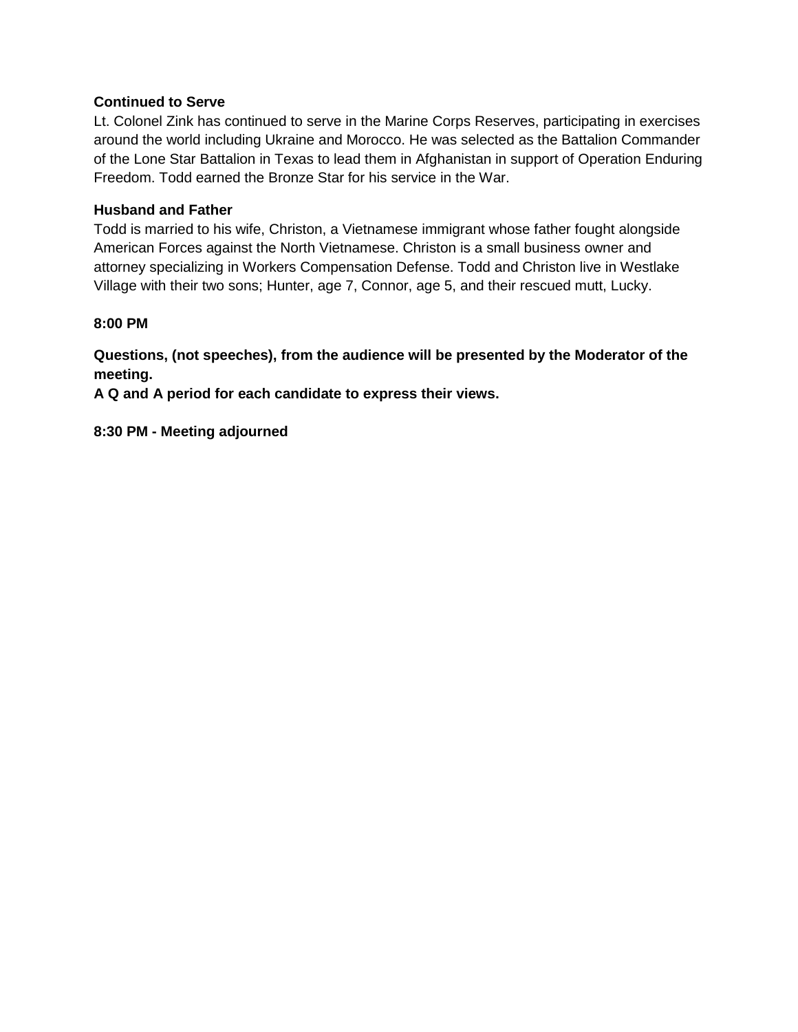**Continued to Serve**

Lt. Colonel Zink has continued to serve in the Marine Corps Reserves, participating in exercises around the world including Ukraine and Morocco. He was selected as the Battalion Commander of the Lone Star Battalion in Texas to lead them in Afghanistan in support of Operation Enduring Freedom. Todd earned the Bronze Star for his service in the War.

**Husband and Father**

Todd is married to his wife, Christon, a Vietnamese immigrant whose father fought alongside American Forces against the North Vietnamese. Christon is a small business owner and attorney specializing in Workers Compensation Defense. Todd and Christon live in Westlake Village with their two sons; Hunter, age 7, Connor, age 5, and their rescued mutt, Lucky.

**8:00 PM**

**Questions, (not speeches), from the audience will be presented by the Moderator of the meeting.**
**A Q and A period for each candidate to express their views.**

**8:30 PM - Meeting adjourned**